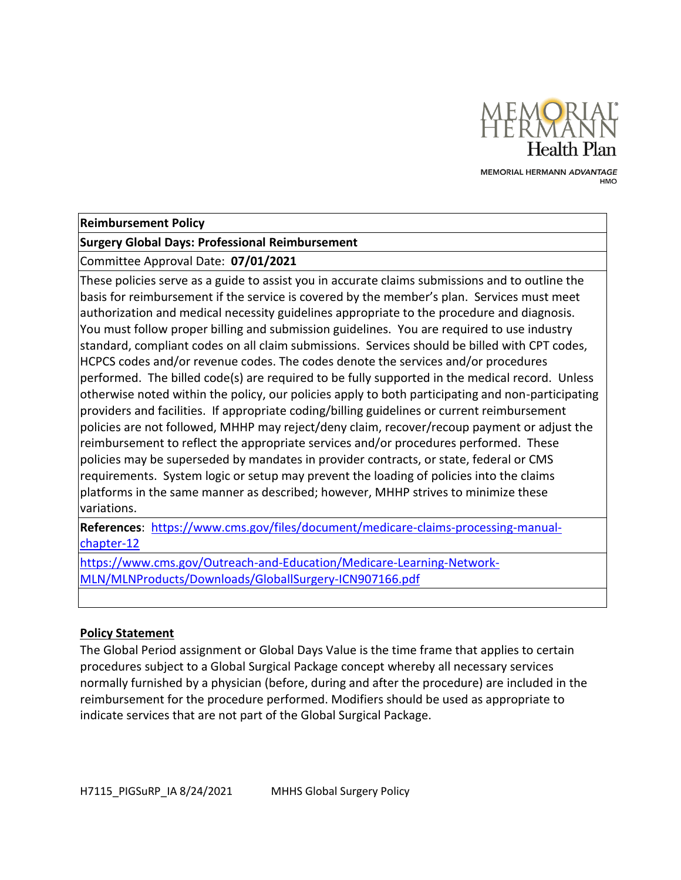MEMORIAL HERMANN Health Plan

MEMORIAL HERMANN *ADVANTAGE* HMO

| **Reimbursement Policy** |
|---|
| **Surgery Global Days: Professional Reimbursement** |
| Committee Approval Date: **07/01/2021** |
| These policies serve as a guide to assist you in accurate claims submissions and to outline the basis for reimbursement if the service is covered by the member's plan. Services must meet authorization and medical necessity guidelines appropriate to the procedure and diagnosis. You must follow proper billing and submission guidelines. You are required to use industry standard, compliant codes on all claim submissions. Services should be billed with CPT codes, HCPCS codes and/or revenue codes. The codes denote the services and/or procedures performed. The billed code(s) are required to be fully supported in the medical record. Unless otherwise noted within the policy, our policies apply to both participating and non-participating providers and facilities. If appropriate coding/billing guidelines or current reimbursement policies are not followed, MHHP may reject/deny claim, recover/recoup payment or adjust the reimbursement to reflect the appropriate services and/or procedures performed. These policies may be superseded by mandates in provider contracts, or state, federal or CMS requirements. System logic or setup may prevent the loading of policies into the claims platforms in the same manner as described; however, MHHP strives to minimize these variations. |
| **References**: https://www.cms.gov/files/document/medicare-claims-processing-manual-chapter-12 |
| https://www.cms.gov/Outreach-and-Education/Medicare-Learning-Network-MLN/MLNProducts/Downloads/GloballSurgery-ICN907166.pdf |
| |

## Policy Statement

The Global Period assignment or Global Days Value is the time frame that applies to certain procedures subject to a Global Surgical Package concept whereby all necessary services normally furnished by a physician (before, during and after the procedure) are included in the reimbursement for the procedure performed. Modifiers should be used as appropriate to indicate services that are not part of the Global Surgical Package.

H7115_PIGSuRP_IA 8/24/2021 MHHS Global Surgery Policy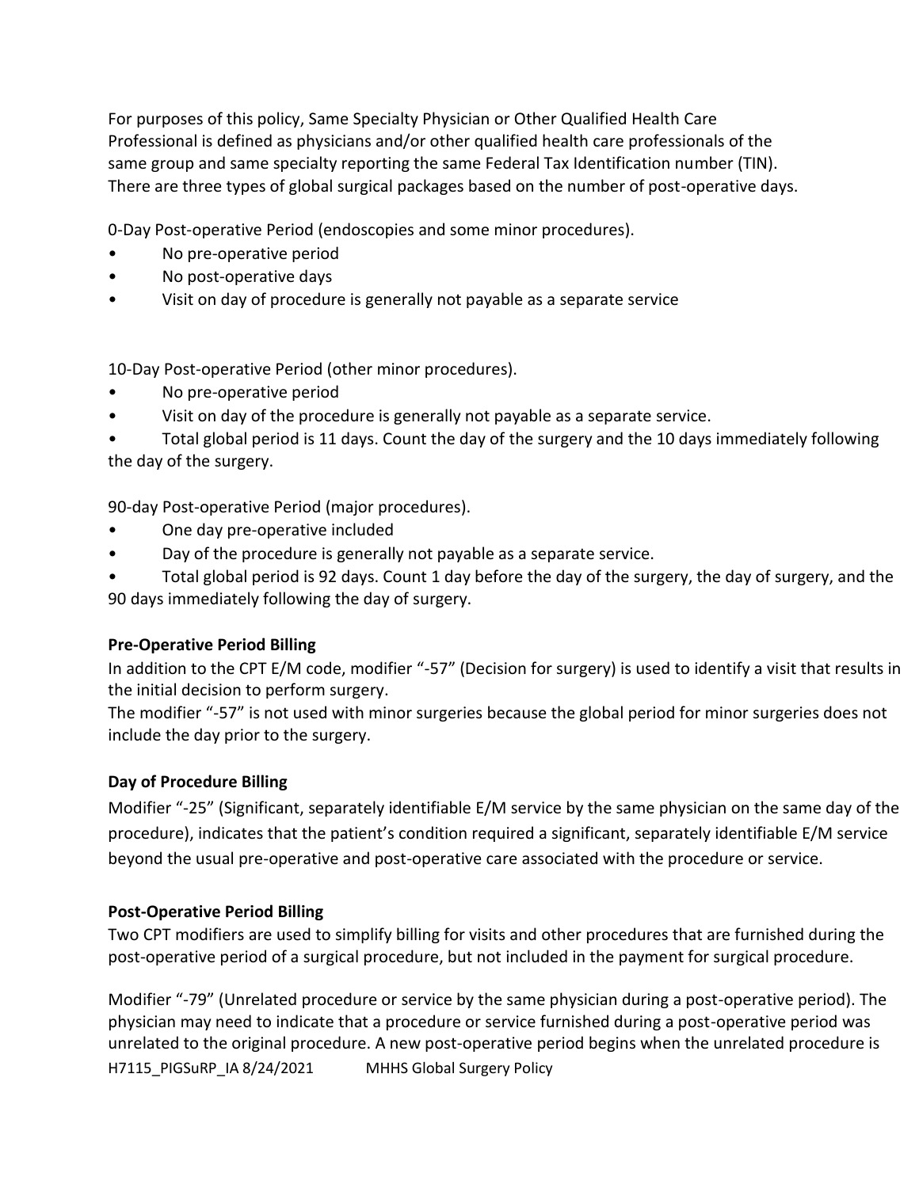For purposes of this policy, Same Specialty Physician or Other Qualified Health Care Professional is defined as physicians and/or other qualified health care professionals of the same group and same specialty reporting the same Federal Tax Identification number (TIN). There are three types of global surgical packages based on the number of post-operative days.

0-Day Post-operative Period (endoscopies and some minor procedures).

- No pre-operative period
- No post-operative days
- Visit on day of procedure is generally not payable as a separate service

10-Day Post-operative Period (other minor procedures).

- No pre-operative period
- Visit on day of the procedure is generally not payable as a separate service.
- Total global period is 11 days. Count the day of the surgery and the 10 days immediately following the day of the surgery.

90-day Post-operative Period (major procedures).

- One day pre-operative included
- Day of the procedure is generally not payable as a separate service.
- Total global period is 92 days. Count 1 day before the day of the surgery, the day of surgery, and the 90 days immediately following the day of surgery.

**Pre-Operative Period Billing**

In addition to the CPT E/M code, modifier "-57" (Decision for surgery) is used to identify a visit that results in the initial decision to perform surgery.

The modifier "-57" is not used with minor surgeries because the global period for minor surgeries does not include the day prior to the surgery.

**Day of Procedure Billing**

Modifier "-25" (Significant, separately identifiable E/M service by the same physician on the same day of the procedure), indicates that the patient's condition required a significant, separately identifiable E/M service beyond the usual pre-operative and post-operative care associated with the procedure or service.

**Post-Operative Period Billing**

Two CPT modifiers are used to simplify billing for visits and other procedures that are furnished during the post-operative period of a surgical procedure, but not included in the payment for surgical procedure.

Modifier "-79" (Unrelated procedure or service by the same physician during a post-operative period). The physician may need to indicate that a procedure or service furnished during a post-operative period was unrelated to the original procedure. A new post-operative period begins when the unrelated procedure is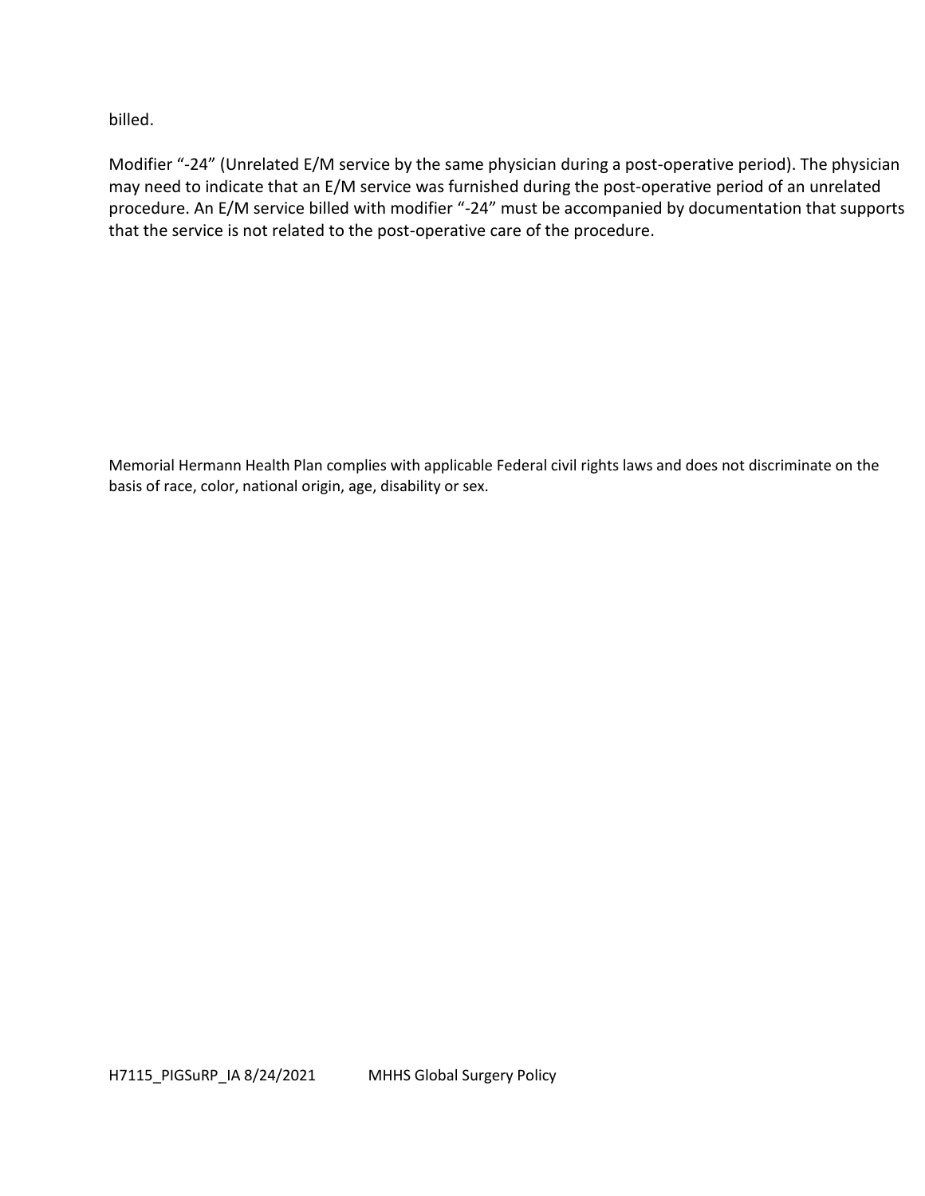billed.

Modifier "-24" (Unrelated E/M service by the same physician during a post-operative period). The physician may need to indicate that an E/M service was furnished during the post-operative period of an unrelated procedure. An E/M service billed with modifier "-24" must be accompanied by documentation that supports that the service is not related to the post-operative care of the procedure.

Memorial Hermann Health Plan complies with applicable Federal civil rights laws and does not discriminate on the basis of race, color, national origin, age, disability or sex.